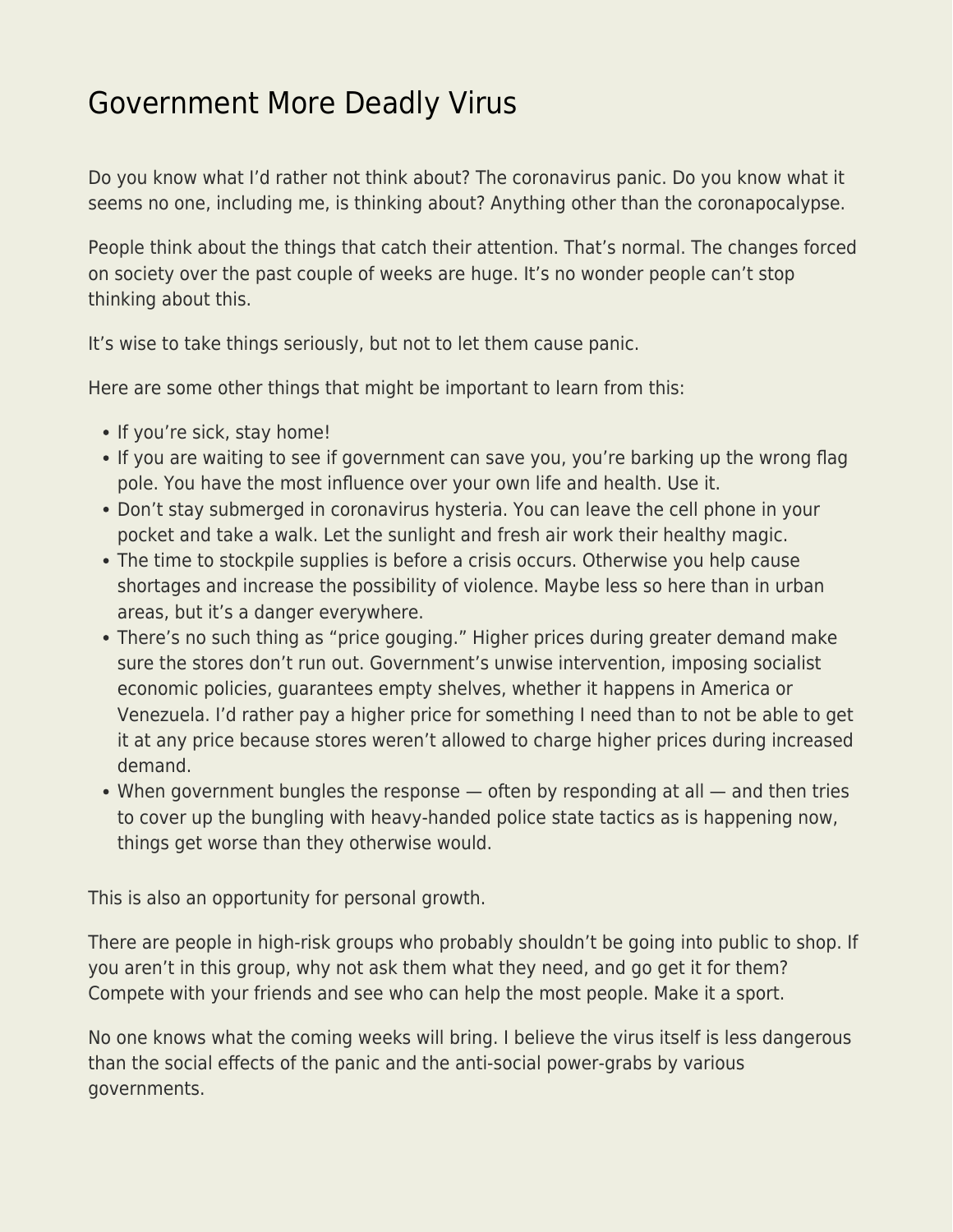# Government More Deadly Virus

Do you know what I'd rather not think about? The coronavirus panic. Do you know what it seems no one, including me, is thinking about? Anything other than the coronapocalypse.

People think about the things that catch their attention. That's normal. The changes forced on society over the past couple of weeks are huge. It's no wonder people can't stop thinking about this.

It's wise to take things seriously, but not to let them cause panic.

Here are some other things that might be important to learn from this:

- If you're sick, stay home!
- If you are waiting to see if government can save you, you're barking up the wrong flag pole. You have the most influence over your own life and health. Use it.
- Don't stay submerged in coronavirus hysteria. You can leave the cell phone in your pocket and take a walk. Let the sunlight and fresh air work their healthy magic.
- The time to stockpile supplies is before a crisis occurs. Otherwise you help cause shortages and increase the possibility of violence. Maybe less so here than in urban areas, but it's a danger everywhere.
- There's no such thing as "price gouging." Higher prices during greater demand make sure the stores don't run out. Government's unwise intervention, imposing socialist economic policies, guarantees empty shelves, whether it happens in America or Venezuela. I'd rather pay a higher price for something I need than to not be able to get it at any price because stores weren't allowed to charge higher prices during increased demand.
- When government bungles the response — often by responding at all — and then tries to cover up the bungling with heavy-handed police state tactics as is happening now, things get worse than they otherwise would.

This is also an opportunity for personal growth.

There are people in high-risk groups who probably shouldn't be going into public to shop. If you aren't in this group, why not ask them what they need, and go get it for them? Compete with your friends and see who can help the most people. Make it a sport.

No one knows what the coming weeks will bring. I believe the virus itself is less dangerous than the social effects of the panic and the anti-social power-grabs by various governments.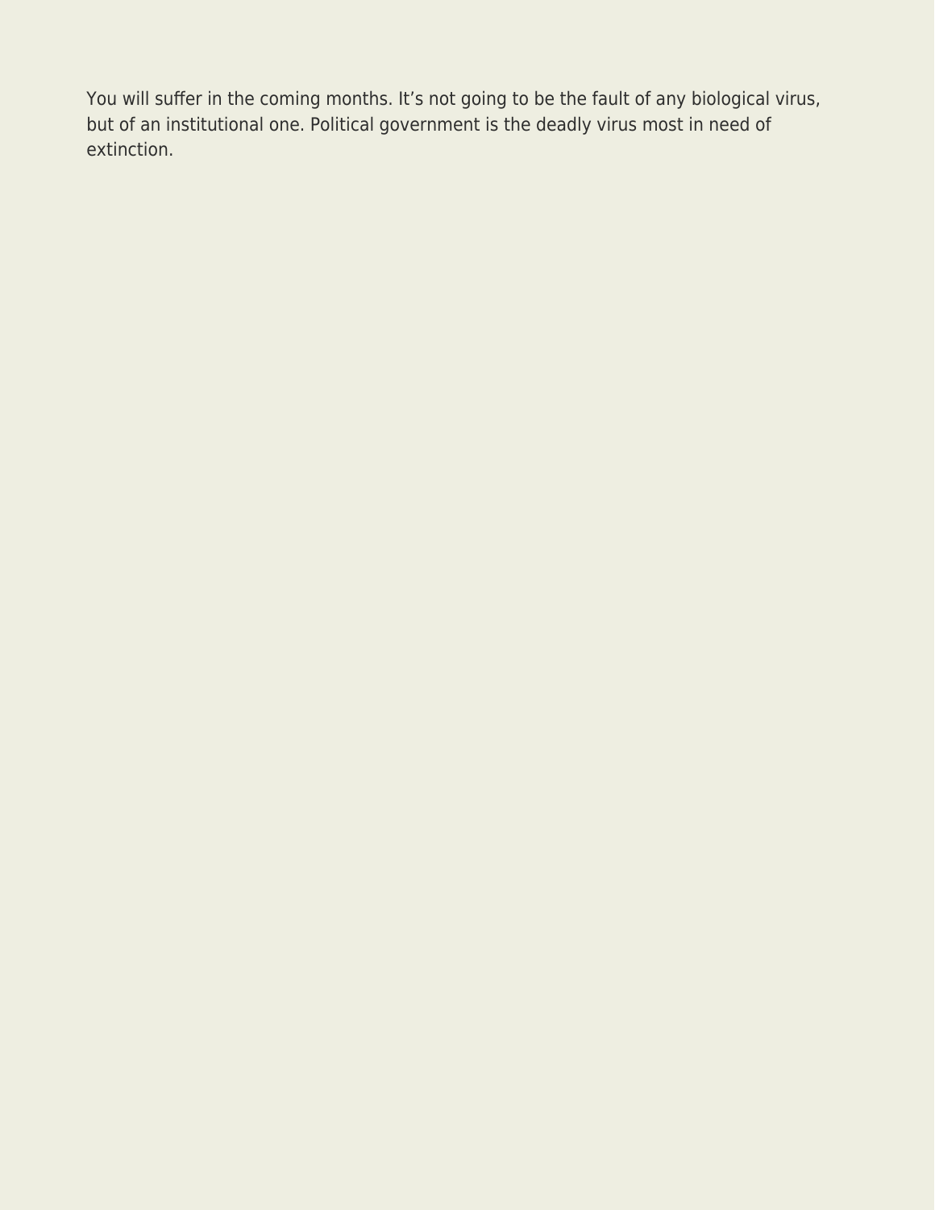You will suffer in the coming months. It’s not going to be the fault of any biological virus, but of an institutional one. Political government is the deadly virus most in need of extinction.